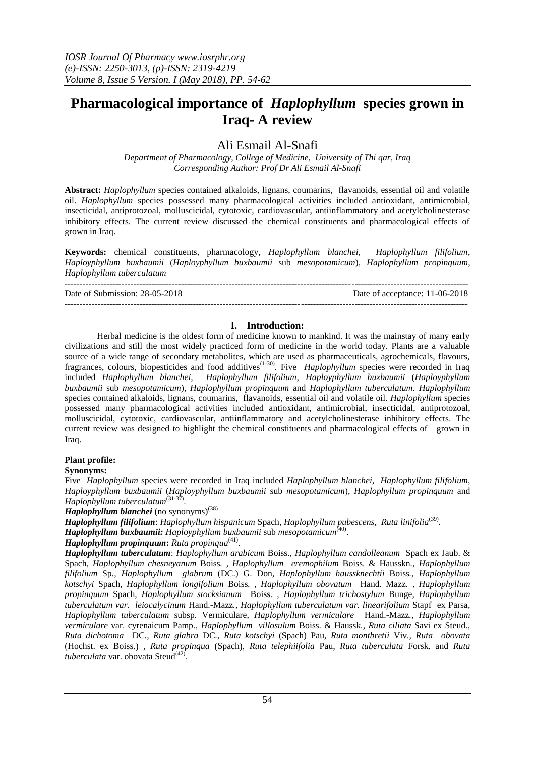# Pharmacological importance of *Haplophyllum* species grown in Iraq- A review

Ali Esmail Al-Snafi

*Department of Pharmacology, College of Medicine, University of Thi qar, Iraq*
*Corresponding Author: Prof Dr Ali Esmail Al-Snafi*

**Abstract:** *Haplophyllum* species contained alkaloids, lignans, coumarins, flavanoids, essential oil and volatile oil. *Haplophyllum* species possessed many pharmacological activities included antioxidant, antimicrobial, insecticidal, antiprotozoal, molluscicidal, cytotoxic, cardiovascular, antiinflammatory and acetylcholinesterase inhibitory effects. The current review discussed the chemical constituents and pharmacological effects of grown in Iraq.

**Keywords:** chemical constituents, pharmacology, *Haplophyllum blanchei*, *Haplophyllum filifolium*, *Haploy­phyllum buxbaumii* (*Haploy­phyllum buxbaumii* sub *mesopotamicum*), *Haplophyllum propinquum*, *Haplophyllum tuberculatum*

---

Date of Submission: 28-05-2018 Date of acceptance: 11-06-2018

---

## I. Introduction:

Herbal medicine is the oldest form of medicine known to mankind. It was the mainstay of many early civilizations and still the most widely practiced form of medicine in the world today. Plants are a valuable source of a wide range of secondary metabolites, which are used as pharmaceuticals, agrochemicals, flavours, fragrances, colours, biopesticides and food additives[1-30]. Five *Haplophyllum* species were recorded in Iraq included *Haplophyllum blanchei*, *Haplophyllum filifolium*, *Haploy­phyllum buxbaumii* (*Haploy­phyllum buxbaumii* sub *mesopotamicum*), *Haplophyllum propinquum* and *Haplophyllum tuberculatum*. *Haplophyllum* species contained alkaloids, lignans, coumarins, flavanoids, essential oil and volatile oil. *Haplophyllum* species possessed many pharmacological activities included antioxidant, antimicrobial, insecticidal, antiprotozoal, molluscicidal, cytotoxic, cardiovascular, antiinflammatory and acetylcholinesterase inhibitory effects. The current review was designed to highlight the chemical constituents and pharmacological effects of grown in Iraq.

### Plant profile:

**Synonyms:**

Five *Haplophyllum* species were recorded in Iraq included *Haplophyllum blanchei*, *Haplophyllum filifolium*, *Haploy­phyllum buxbaumii* (*Haploy­phyllum buxbaumii* sub *mesopotamicum*), *Haplophyllum propinquum* and *Haplophyllum tuberculatum*[31-37].

***Haplophyllum blanchei*** (no synonyms)[38]

***Haplophyllum filifolium***: *Haplophyllum hispanicum* Spach, *Haplophyllum pubescens*, *Ruta linifolia*[39].

***Haplophyllum buxbaumii:*** *Haploy­phyllum buxbaumii* sub *mesopotamicum*[40].

***Haplophyllum propinquum*:** *Ruta propinqua*[41].

***Haplophyllum tuberculatum***: *Haplophyllum arabicum* Boiss*.*, *Haplophyllum candolleanum* Spach ex Jaub. & Spach, *Haplophyllum chesneyanum* Boiss*.* , *Haplophyllum eremophilum* Boiss. & Hausskn*.*, *Haplophyllum filifolium* Sp*.*, *Haplophyllum glabrum* (DC.) G. Don, *Haplophyllum haussknechtii* Boiss*.*, *Haplophyllum kotschyi* Spach, *Haplophyllum longifolium* Boiss*.* , *Haplophyllum obovatum* Hand. Mazz*.* , *Haplophyllum propinquum* Spach, *Haplophyllum stocksianum* Boiss*.* , *Haplophyllum trichostylum* Bunge, *Haplophyllum tuberculatum var. leiocalycinum* Hand.-Mazz*.*, *Haplophyllum tuberculatum var. linearifolium* Stapf ex Parsa, *Haplophyllum tuberculatum* subsp*.* Vermiculare*, Haplophyllum vermiculare* Hand.-Mazz*.*, *Haplophyllum vermiculare* var. cyrenaicum Pamp*.*, *Haplophyllum villosulum* Boiss. & Haussk*.*, *Ruta ciliata* Savi ex Steud*.*, *Ruta dichotoma* DC*.*, *Ruta glabra* DC*.*, *Ruta kotschyi* (Spach) Pau, *Ruta montbretii* Viv*.*, *Ruta obovata* (Hochst. ex Boiss.) , *Ruta propinqua* (Spach), *Ruta telephiifolia* Pau, *Ruta tuberculata* Forsk*.* and *Ruta tuberculata* var. obovata Steud[42].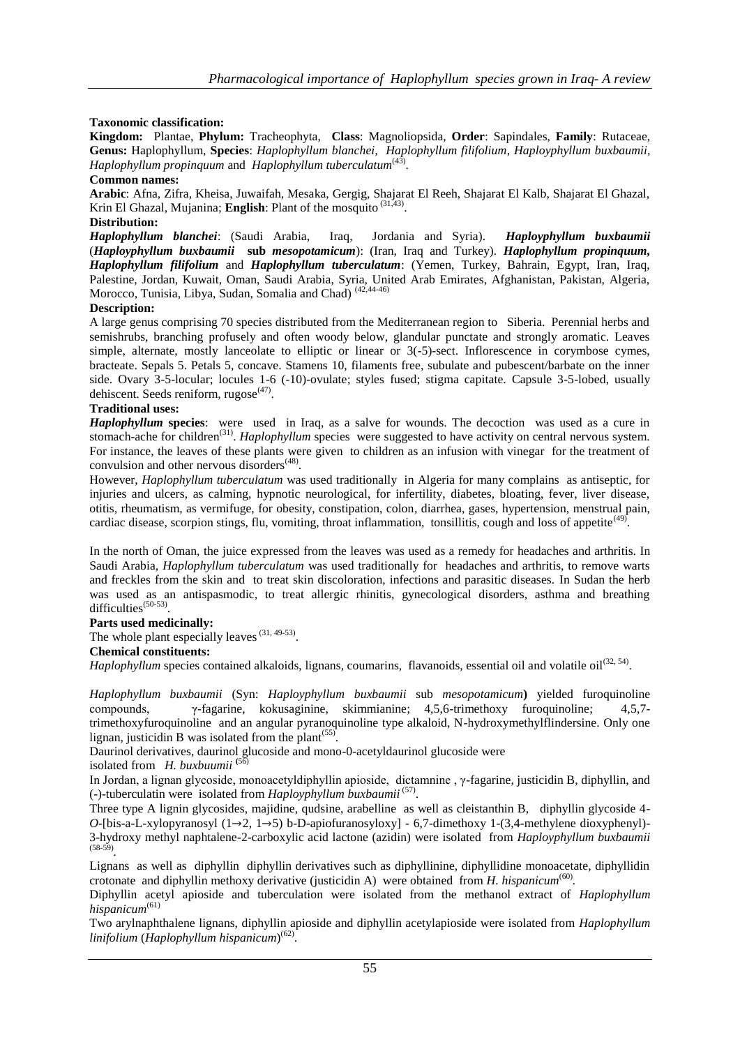**Taxonomic classification:**

**Kingdom:** Plantae, **Phylum:** Tracheophyta, **Class**: Magnoliopsida, **Order**: Sapindales, **Family**: Rutaceae, **Genus:** Haplophyllum, **Species**: *Haplophyllum blanchei, Haplophyllum filifolium*, *Haployphyllum buxbaumii*, *Haplophyllum propinquum* and *Haplophyllum tuberculatum*[43].

**Common names:**

**Arabic**: Afna, Zifra, Kheisa, Juwaifah, Mesaka, Gergig, Shajarat El Reeh, Shajarat El Kalb, Shajarat El Ghazal, Krin El Ghazal, Mujanina; **English**: Plant of the mosquito [31,43].

**Distribution:**

***Haplophyllum blanchei***: (Saudi Arabia, Iraq, Jordania and Syria). ***Haployphyllum buxbaumii*** (***Haployphyllum buxbaumii* sub *mesopotamicum***): (Iran, Iraq and Turkey). ***Haplophyllum propinquum, Haplophyllum filifolium*** and ***Haplophyllum tuberculatum***: (Yemen, Turkey, Bahrain, Egypt, Iran, Iraq, Palestine, Jordan, Kuwait, Oman, Saudi Arabia, Syria, United Arab Emirates, Afghanistan, Pakistan, Algeria, Morocco, Tunisia, Libya, Sudan, Somalia and Chad) [42,44-46]

**Description:**

A large genus comprising 70 species distributed from the Mediterranean region to Siberia. Perennial herbs and semishrubs, branching profusely and often woody below, glandular punctate and strongly aromatic. Leaves simple, alternate, mostly lanceolate to elliptic or linear or 3(-5)-sect. Inflorescence in corymbose cymes, bracteate. Sepals 5. Petals 5, concave. Stamens 10, filaments free, subulate and pubescent/barbate on the inner side. Ovary 3-5-locular; locules 1-6 (-10)-ovulate; styles fused; stigma capitate. Capsule 3-5-lobed, usually dehiscent. Seeds reniform, rugose[47].

**Traditional uses:**

***Haplophyllum* species**: were used in Iraq, as a salve for wounds. The decoction was used as a cure in stomach-ache for children[31]. *Haplophyllum* species were suggested to have activity on central nervous system. For instance, the leaves of these plants were given to children as an infusion with vinegar for the treatment of convulsion and other nervous disorders[48].

However, *Haplophyllum tuberculatum* was used traditionally in Algeria for many complains as antiseptic, for injuries and ulcers, as calming, hypnotic neurological, for infertility, diabetes, bloating, fever, liver disease, otitis, rheumatism, as vermifuge, for obesity, constipation, colon, diarrhea, gases, hypertension, menstrual pain, cardiac disease, scorpion stings, flu, vomiting, throat inflammation, tonsillitis, cough and loss of appetite[49].

In the north of Oman, the juice expressed from the leaves was used as a remedy for headaches and arthritis. In Saudi Arabia, *Haplophyllum tuberculatum* was used traditionally for headaches and arthritis, to remove warts and freckles from the skin and to treat skin discoloration, infections and parasitic diseases. In Sudan the herb was used as an antispasmodic, to treat allergic rhinitis, gynecological disorders, asthma and breathing difficulties[50-53].

**Parts used medicinally:**

The whole plant especially leaves [31, 49-53].

**Chemical constituents:**

*Haplophyllum* species contained alkaloids, lignans, coumarins, flavanoids, essential oil and volatile oil[32, 54].

*Haplophyllum buxbaumii* (Syn: *Haployphyllum buxbaumii* sub *mesopotamicum***)** yielded furoquinoline compounds, γ-fagarine, kokusaginine, skimmianine; 4,5,6-trimethoxy furoquinoline; 4,5,7-trimethoxyfuroquinoline and an angular pyranoquinoline type alkaloid, N-hydroxymethylflindersine. Only one lignan, justicidin B was isolated from the plant[55].

Daurinol derivatives, daurinol glucoside and mono-0-acetyldaurinol glucoside were isolated from *H. buxbuumii* [56]

In Jordan, a lignan glycoside, monoacetyldiphyllin apioside, dictamnine , γ-fagarine, justicidin B, diphyllin, and (-)-tuberculatin were isolated from *Haployphyllum buxbaumii* [57].

Three type A lignin glycosides, majidine, qudsine, arabelline as well as cleistanthin B, diphyllin glycoside 4-*O*-[bis-a-L-xylopyranosyl (1→2, 1→5) b-D-apiofuranosyloxy] - 6,7-dimethoxy 1-(3,4-methylene dioxyphenyl)-3-hydroxy methyl naphtalene-2-carboxylic acid lactone (azidin) were isolated from *Haployphyllum buxbaumii* [58-59].

Lignans as well as diphyllin diphyllin derivatives such as diphyllinine, diphyllidine monoacetate, diphyllidin crotonate and diphyllin methoxy derivative (justicidin A) were obtained from *H. hispanicum*[60].

Diphyllin acetyl apioside and tuberculation were isolated from the methanol extract of *Haplophyllum hispanicum*[61]

Two arylnaphthalene lignans, diphyllin apioside and diphyllin acetylapioside were isolated from *Haplophyllum linifolium* (*Haplophyllum hispanicum*)[62].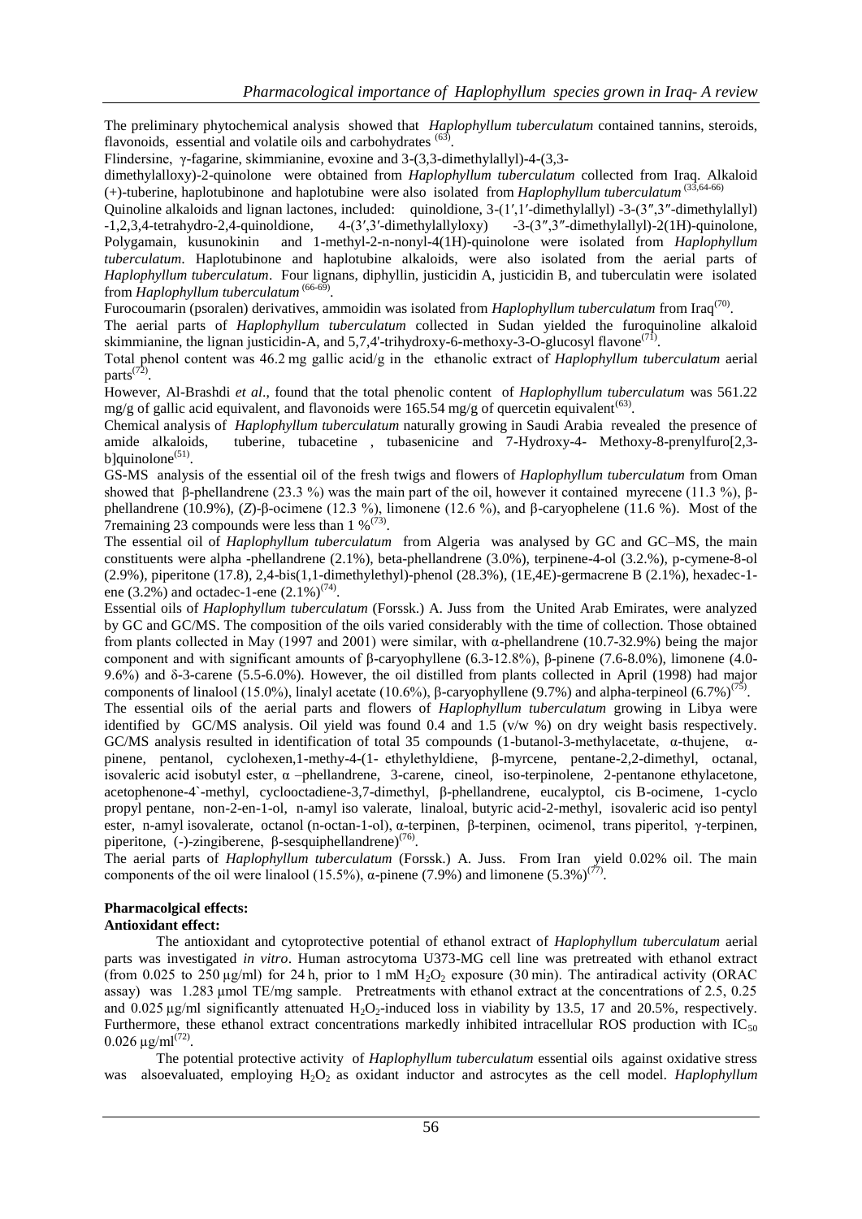The preliminary phytochemical analysis showed that *Haplophyllum tuberculatum* contained tannins, steroids, flavonoids, essential and volatile oils and carbohydrates [63].

Flindersine, γ-fagarine, skimmianine, evoxine and 3-(3,3-dimethylallyl)-4-(3,3-dimethylalloxy)-2-quinolone were obtained from *Haplophyllum tuberculatum* collected from Iraq. Alkaloid (+)-tuberine, haplotubinone and haplotubine were also isolated from *Haplophyllum tuberculatum* [33,64-66]

Quinoline alkaloids and lignan lactones, included: quinoldione, 3-(1′,1′-dimethylallyl) -3-(3″,3″-dimethylallyl) -1,2,3,4-tetrahydro-2,4-quinoldione, 4-(3′,3′-dimethylallyloxy) -3-(3″,3″-dimethylallyl)-2(1H)-quinolone, Polygamain, kusunokinin and 1-methyl-2-n-nonyl-4(1H)-quinolone were isolated from *Haplophyllum tuberculatum*. Haplotubinone and haplotubine alkaloids, were also isolated from the aerial parts of *Haplophyllum tuberculatum*. Four lignans, diphyllin, justicidin A, justicidin B, and tuberculatin were isolated from *Haplophyllum tuberculatum* [66-69].

Furocoumarin (psoralen) derivatives, ammoidin was isolated from *Haplophyllum tuberculatum* from Iraq[70].

The aerial parts of *Haplophyllum tuberculatum* collected in Sudan yielded the furoquinoline alkaloid skimmianine, the lignan justicidin-A, and 5,7,4'-trihydroxy-6-methoxy-3-O-glucosyl flavone[71].

Total phenol content was 46.2 mg gallic acid/g in the ethanolic extract of *Haplophyllum tuberculatum* aerial parts[72].

However, Al-Brashdi *et al*., found that the total phenolic content of *Haplophyllum tuberculatum* was 561.22 mg/g of gallic acid equivalent, and flavonoids were 165.54 mg/g of quercetin equivalent[63].

Chemical analysis of *Haplophyllum tuberculatum* naturally growing in Saudi Arabia revealed the presence of amide alkaloids, tuberine, tubacetine , tubasenicine and 7-Hydroxy-4- Methoxy-8-prenylfuro[2,3-b]quinolone[51].

GS-MS analysis of the essential oil of the fresh twigs and flowers of *Haplophyllum tuberculatum* from Oman showed that β-phellandrene (23.3 %) was the main part of the oil, however it contained myrecene (11.3 %), β-phellandrene (10.9%), (*Z*)-β-ocimene (12.3 %), limonene (12.6 %), and β-caryophelene (11.6 %). Most of the 7remaining 23 compounds were less than 1 %[73].

The essential oil of *Haplophyllum tuberculatum* from Algeria was analysed by GC and GC–MS, the main constituents were alpha -phellandrene (2.1%), beta-phellandrene (3.0%), terpinene-4-ol (3.2%), p-cymene-8-ol (2.9%), piperitone (17.8), 2,4-bis(1,1-dimethylethyl)-phenol (28.3%), (1E,4E)-germacrene B (2.1%), hexadec-1-ene (3.2%) and octadec-1-ene (2.1%)[74].

Essential oils of *Haplophyllum tuberculatum* (Forssk.) A. Juss from the United Arab Emirates, were analyzed by GC and GC/MS. The composition of the oils varied considerably with the time of collection. Those obtained from plants collected in May (1997 and 2001) were similar, with α-phellandrene (10.7-32.9%) being the major component and with significant amounts of β-caryophyllene (6.3-12.8%), β-pinene (7.6-8.0%), limonene (4.0-9.6%) and δ-3-carene (5.5-6.0%). However, the oil distilled from plants collected in April (1998) had major components of linalool (15.0%), linalyl acetate (10.6%), β-caryophyllene (9.7%) and alpha-terpineol (6.7%)[75].

The essential oils of the aerial parts and flowers of *Haplophyllum tuberculatum* growing in Libya were identified by GC/MS analysis. Oil yield was found 0.4 and 1.5 (v/w %) on dry weight basis respectively. GC/MS analysis resulted in identification of total 35 compounds (1-butanol-3-methylacetate, α-thujene, α-pinene, pentanol, cyclohexen,1-methy-4-(1- ethylethyldiene, β-myrcene, pentane-2,2-dimethyl, octanal, isovaleric acid isobutyl ester, α –phellandrene, 3-carene, cineol, iso-terpinolene, 2-pentanone ethylacetone, acetophenone-4`-methyl, cyclooctadiene-3,7-dimethyl, β-phellandrene, eucalyptol, cis B-ocimene, 1-cyclo propyl pentane, non-2-en-1-ol, n-amyl iso valerate, linaloal, butyric acid-2-methyl, isovaleric acid iso pentyl ester, n-amyl isovalerate, octanol (n-octan-1-ol), α-terpinen, β-terpinen, ocimenol, trans piperitol, γ-terpinen, piperitone, (-)-zingiberene, β-sesquiphellandrene)[76].

The aerial parts of *Haplophyllum tuberculatum* (Forssk.) A. Juss. From Iran yield 0.02% oil. The main components of the oil were linalool (15.5%), α-pinene (7.9%) and limonene (5.3%)[77].

## Pharmacolgical effects:

### Antioxidant effect:

The antioxidant and cytoprotective potential of ethanol extract of *Haplophyllum tuberculatum* aerial parts was investigated *in vitro*. Human astrocytoma U373-MG cell line was pretreated with ethanol extract (from 0.025 to 250 μg/ml) for 24 h, prior to 1 mM $H_2O_2$ exposure (30 min). The antiradical activity (ORAC assay) was 1.283 μmol TE/mg sample. Pretreatments with ethanol extract at the concentrations of 2.5, 0.25 and 0.025 μg/ml significantly attenuated $H_2O_2$-induced loss in viability by 13.5, 17 and 20.5%, respectively. Furthermore, these ethanol extract concentrations markedly inhibited intracellular ROS production with $IC_{50}$ 0.026 μg/ml[72].

The potential protective activity of *Haplophyllum tuberculatum* essential oils against oxidative stress was alsoevaluated, employing $H_2O_2$ as oxidant inductor and astrocytes as the cell model. *Haplophyllum*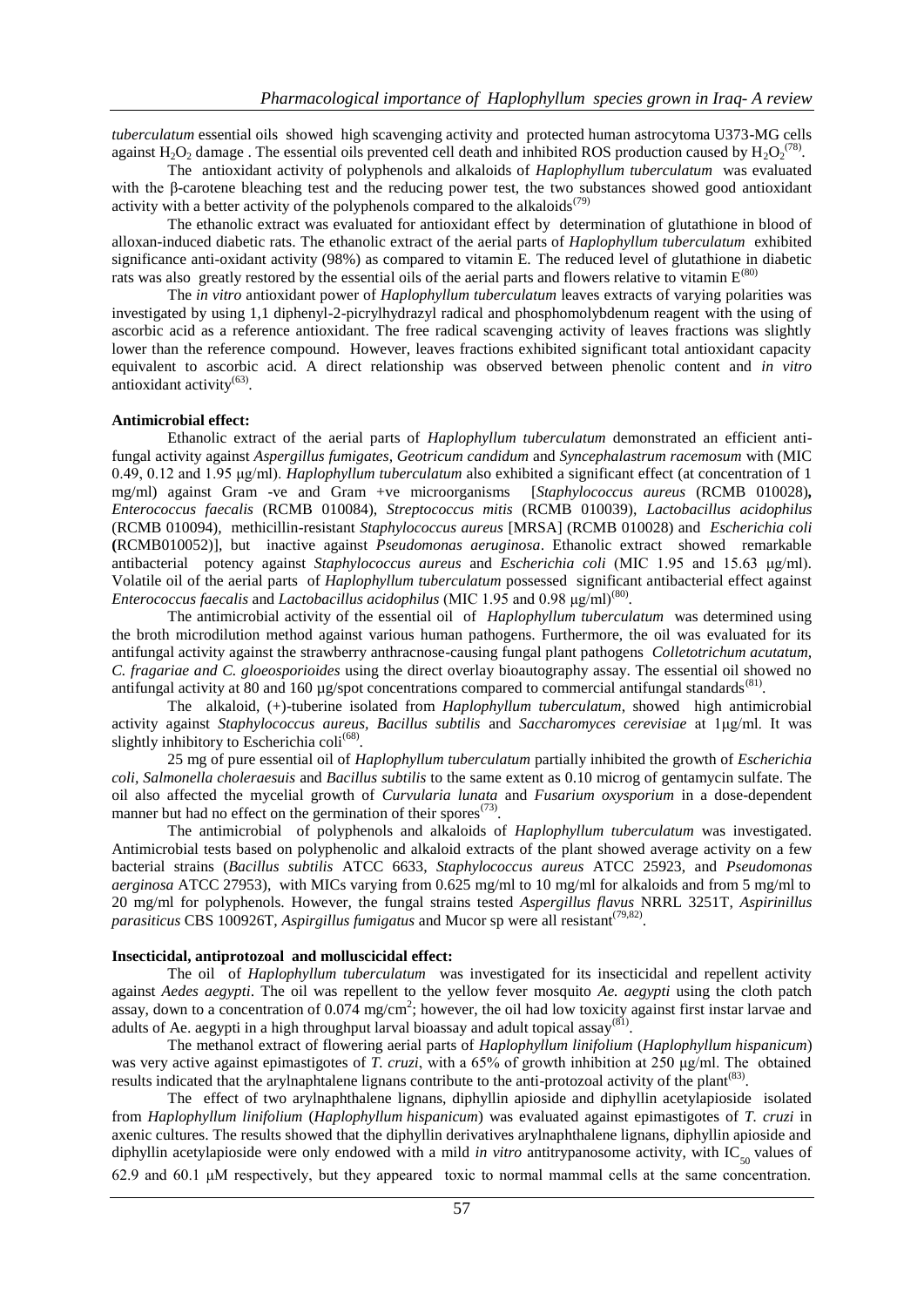*tuberculatum* essential oils showed high scavenging activity and protected human astrocytoma U373-MG cells against $H_2O_2$ damage . The essential oils prevented cell death and inhibited ROS production caused by $H_2O_2$[78].

The antioxidant activity of polyphenols and alkaloids of *Haplophyllum tuberculatum* was evaluated with the β-carotene bleaching test and the reducing power test, the two substances showed good antioxidant activity with a better activity of the polyphenols compared to the alkaloids[79]

The ethanolic extract was evaluated for antioxidant effect by determination of glutathione in blood of alloxan-induced diabetic rats. The ethanolic extract of the aerial parts of *Haplophyllum tuberculatum* exhibited significance anti-oxidant activity (98%) as compared to vitamin E. The reduced level of glutathione in diabetic rats was also greatly restored by the essential oils of the aerial parts and flowers relative to vitamin E[80]

The *in vitro* antioxidant power of *Haplophyllum tuberculatum* leaves extracts of varying polarities was investigated by using 1,1 diphenyl-2-picrylhydrazyl radical and phosphomolybdenum reagent with the using of ascorbic acid as a reference antioxidant. The free radical scavenging activity of leaves fractions was slightly lower than the reference compound. However, leaves fractions exhibited significant total antioxidant capacity equivalent to ascorbic acid. A direct relationship was observed between phenolic content and *in vitro* antioxidant activity[63].

**Antimicrobial effect:**

Ethanolic extract of the aerial parts of *Haplophyllum tuberculatum* demonstrated an efficient anti-fungal activity against *Aspergillus fumigates*, *Geotricum candidum* and *Syncephalastrum racemosum* with (MIC 0.49, 0.12 and 1.95 μg/ml). *Haplophyllum tuberculatum* also exhibited a significant effect (at concentration of 1 mg/ml) against Gram -ve and Gram +ve microorganisms [*Staphylococcus aureus* (RCMB 010028)**,** *Enterococcus faecalis* (RCMB 010084), *Streptococcus mitis* (RCMB 010039), *Lactobacillus acidophilus* (RCMB 010094), methicillin-resistant *Staphylococcus aureus* [MRSA] (RCMB 010028) and *Escherichia coli* **(**RCMB010052)], but inactive against *Pseudomonas aeruginosa*. Ethanolic extract showed remarkable antibacterial potency against *Staphylococcus aureus* and *Escherichia coli* (MIC 1.95 and 15.63 μg/ml). Volatile oil of the aerial parts of *Haplophyllum tuberculatum* possessed significant antibacterial effect against *Enterococcus faecalis* and *Lactobacillus acidophilus* (MIC 1.95 and 0.98 μg/ml)[80].

The antimicrobial activity of the essential oil of *Haplophyllum tuberculatum* was determined using the broth microdilution method against various human pathogens. Furthermore, the oil was evaluated for its antifungal activity against the strawberry anthracnose-causing fungal plant pathogens *Colletotrichum acutatum, C. fragariae and C. gloeosporioides* using the direct overlay bioautography assay. The essential oil showed no antifungal activity at 80 and 160 µg/spot concentrations compared to commercial antifungal standards[81].

The alkaloid, (+)-tuberine isolated from *Haplophyllum tuberculatum*, showed high antimicrobial activity against *Staphylococcus aureus*, *Bacillus subtilis* and *Saccharomyces cerevisiae* at 1μg/ml. It was slightly inhibitory to Escherichia coli[68].

25 mg of pure essential oil of *Haplophyllum tuberculatum* partially inhibited the growth of *Escherichia coli, Salmonella choleraesuis* and *Bacillus subtilis* to the same extent as 0.10 microg of gentamycin sulfate. The oil also affected the mycelial growth of *Curvularia lunata* and *Fusarium oxysporium* in a dose-dependent manner but had no effect on the germination of their spores[73].

The antimicrobial of polyphenols and alkaloids of *Haplophyllum tuberculatum* was investigated. Antimicrobial tests based on polyphenolic and alkaloid extracts of the plant showed average activity on a few bacterial strains (*Bacillus subtilis* ATCC 6633, *Staphylococcus aureus* ATCC 25923, and *Pseudomonas aerginosa* ATCC 27953), with MICs varying from 0.625 mg/ml to 10 mg/ml for alkaloids and from 5 mg/ml to 20 mg/ml for polyphenols. However, the fungal strains tested *Aspergillus flavus* NRRL 3251T, *Aspirinillus parasiticus* CBS 100926T, *Aspirgillus fumigatus* and Mucor sp were all resistant[79,82].

**Insecticidal, antiprotozoal and molluscicidal effect:**

The oil of *Haplophyllum tuberculatum* was investigated for its insecticidal and repellent activity against *Aedes aegypti*. The oil was repellent to the yellow fever mosquito *Ae. aegypti* using the cloth patch assay, down to a concentration of 0.074 mg/cm$^2$; however, the oil had low toxicity against first instar larvae and adults of Ae. aegypti in a high throughput larval bioassay and adult topical assay[81].

The methanol extract of flowering aerial parts of *Haplophyllum linifolium* (*Haplophyllum hispanicum*) was very active against epimastigotes of *T. cruzi*, with a 65% of growth inhibition at 250 μg/ml. The obtained results indicated that the arylnaphtalene lignans contribute to the anti-protozoal activity of the plant[83].

The effect of two arylnaphthalene lignans, diphyllin apioside and diphyllin acetylapioside isolated from *Haplophyllum linifolium* (*Haplophyllum hispanicum*) was evaluated against epimastigotes of *T. cruzi* in axenic cultures. The results showed that the diphyllin derivatives arylnaphthalene lignans, diphyllin apioside and diphyllin acetylapioside were only endowed with a mild *in vitro* antitrypanosome activity, with $IC_{50}$ values of 62.9 and 60.1 μM respectively, but they appeared toxic to normal mammal cells at the same concentration.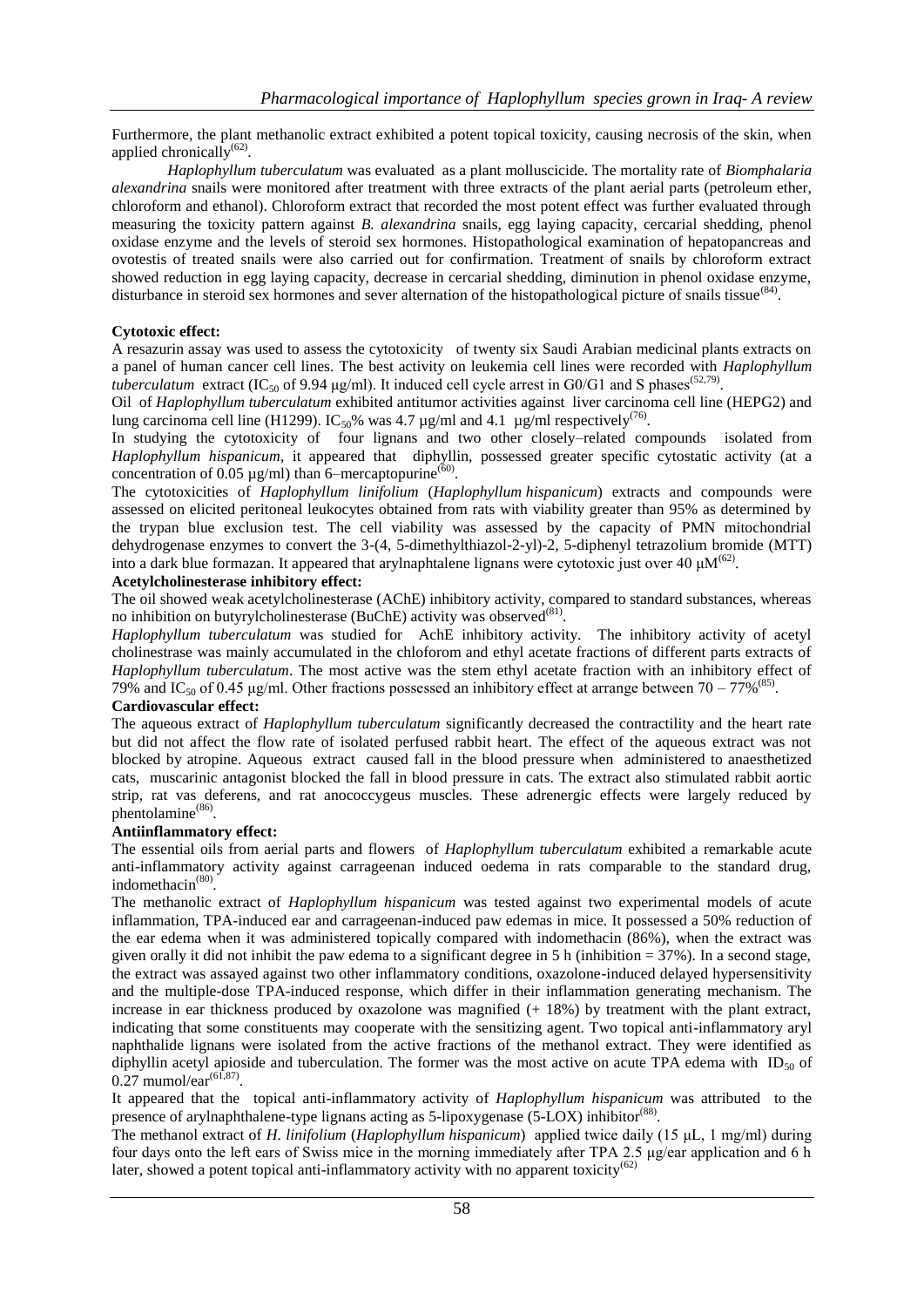Furthermore, the plant methanolic extract exhibited a potent topical toxicity, causing necrosis of the skin, when applied chronically[62].

*Haplophyllum tuberculatum* was evaluated as a plant molluscicide. The mortality rate of *Biomphalaria alexandrina* snails were monitored after treatment with three extracts of the plant aerial parts (petroleum ether, chloroform and ethanol). Chloroform extract that recorded the most potent effect was further evaluated through measuring the toxicity pattern against *B. alexandrina* snails, egg laying capacity, cercarial shedding, phenol oxidase enzyme and the levels of steroid sex hormones. Histopathological examination of hepatopancreas and ovotestis of treated snails were also carried out for confirmation. Treatment of snails by chloroform extract showed reduction in egg laying capacity, decrease in cercarial shedding, diminution in phenol oxidase enzyme, disturbance in steroid sex hormones and sever alternation of the histopathological picture of snails tissue[84].

**Cytotoxic effect:**

A resazurin assay was used to assess the cytotoxicity of twenty six Saudi Arabian medicinal plants extracts on a panel of human cancer cell lines. The best activity on leukemia cell lines were recorded with *Haplophyllum tuberculatum* extract ($IC_{50}$ of 9.94 μg/ml). It induced cell cycle arrest in G0/G1 and S phases[52,79].

Oil of *Haplophyllum tuberculatum* exhibited antitumor activities against liver carcinoma cell line (HEPG2) and lung carcinoma cell line (H1299). $IC_{50}$% was 4.7 μg/ml and 4.1 μg/ml respectively[76].

In studying the cytotoxicity of four lignans and two other closely–related compounds isolated from *Haplophyllum hispanicum*, it appeared that diphyllin, possessed greater specific cytostatic activity (at a concentration of 0.05 μg/ml) than 6–mercaptopurine[60].

The cytotoxicities of *Haplophyllum linifolium* (*Haplophyllum hispanicum*) extracts and compounds were assessed on elicited peritoneal leukocytes obtained from rats with viability greater than 95% as determined by the trypan blue exclusion test. The cell viability was assessed by the capacity of PMN mitochondrial dehydrogenase enzymes to convert the 3-(4, 5-dimethylthiazol-2-yl)-2, 5-diphenyl tetrazolium bromide (MTT) into a dark blue formazan. It appeared that arylnaphtalene lignans were cytotoxic just over 40 μM[62].

**Acetylcholinesterase inhibitory effect:**

The oil showed weak acetylcholinesterase (AChE) inhibitory activity, compared to standard substances, whereas no inhibition on butyrylcholinesterase (BuChE) activity was observed[81].

*Haplophyllum tuberculatum* was studied for AchE inhibitory activity. The inhibitory activity of acetyl cholinestrase was mainly accumulated in the chloforom and ethyl acetate fractions of different parts extracts of *Haplophyllum tuberculatum*. The most active was the stem ethyl acetate fraction with an inhibitory effect of 79% and $IC_{50}$ of 0.45 μg/ml. Other fractions possessed an inhibitory effect at arrange between 70 – 77%[85].

**Cardiovascular effect:**

The aqueous extract of *Haplophyllum tuberculatum* significantly decreased the contractility and the heart rate but did not affect the flow rate of isolated perfused rabbit heart. The effect of the aqueous extract was not blocked by atropine. Aqueous extract caused fall in the blood pressure when administered to anaesthetized cats, muscarinic antagonist blocked the fall in blood pressure in cats. The extract also stimulated rabbit aortic strip, rat vas deferens, and rat anococcygeus muscles. These adrenergic effects were largely reduced by phentolamine[86].

**Antiinflammatory effect:**

The essential oils from aerial parts and flowers of *Haplophyllum tuberculatum* exhibited a remarkable acute anti-inflammatory activity against carrageenan induced oedema in rats comparable to the standard drug, indomethacin[80].

The methanolic extract of *Haplophyllum hispanicum* was tested against two experimental models of acute inflammation, TPA-induced ear and carrageenan-induced paw edemas in mice. It possessed a 50% reduction of the ear edema when it was administered topically compared with indomethacin (86%), when the extract was given orally it did not inhibit the paw edema to a significant degree in 5 h (inhibition = 37%). In a second stage, the extract was assayed against two other inflammatory conditions, oxazolone-induced delayed hypersensitivity and the multiple-dose TPA-induced response, which differ in their inflammation generating mechanism. The increase in ear thickness produced by oxazolone was magnified (+ 18%) by treatment with the plant extract, indicating that some constituents may cooperate with the sensitizing agent. Two topical anti-inflammatory aryl naphthalide lignans were isolated from the active fractions of the methanol extract. They were identified as diphyllin acetyl apioside and tuberculation. The former was the most active on acute TPA edema with $ID_{50}$ of 0.27 mumol/ear[61,87].

It appeared that the topical anti-inflammatory activity of *Haplophyllum hispanicum* was attributed to the presence of arylnaphthalene-type lignans acting as 5-lipoxygenase (5-LOX) inhibitor[88].

The methanol extract of *H. linifolium* (*Haplophyllum hispanicum*) applied twice daily (15 μL, 1 mg/ml) during four days onto the left ears of Swiss mice in the morning immediately after TPA 2.5 μg/ear application and 6 h later, showed a potent topical anti-inflammatory activity with no apparent toxicity[62]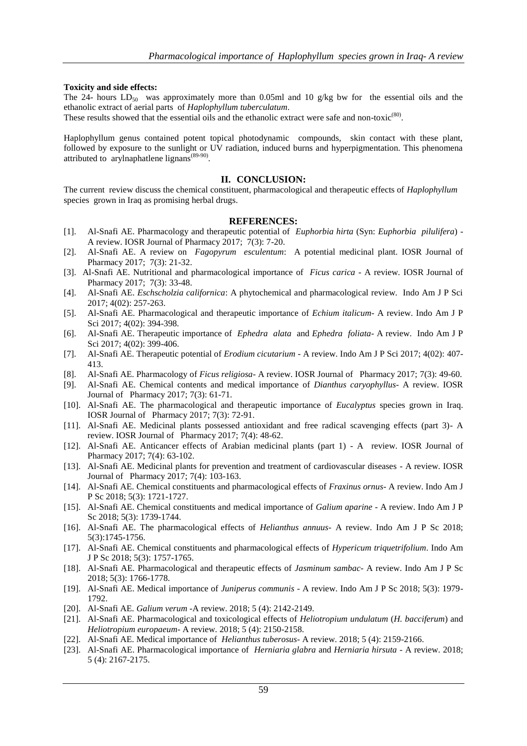**Toxicity and side effects:**

The 24- hours $LD_{50}$ was approximately more than 0.05ml and 10 g/kg bw for the essential oils and the ethanolic extract of aerial parts of *Haplophyllum tuberculatum*.

These results showed that the essential oils and the ethanolic extract were safe and non-toxic[(80)].

Haplophyllum genus contained potent topical photodynamic compounds, skin contact with these plant, followed by exposure to the sunlight or UV radiation, induced burns and hyperpigmentation. This phenomena attributed to arylnaphatlene lignans[(89-90)].

## II. CONCLUSION:

The current review discuss the chemical constituent, pharmacological and therapeutic effects of *Haplophyllum* species grown in Iraq as promising herbal drugs.

## REFERENCES:

[1]. Al-Snafi AE. Pharmacology and therapeutic potential of *Euphorbia hirta* (Syn: *Euphorbia pilulifera*) - A review. IOSR Journal of Pharmacy 2017; 7(3): 7-20.

[2]. Al-Snafi AE. A review on *Fagopyrum esculentum*: A potential medicinal plant. IOSR Journal of Pharmacy 2017; 7(3): 21-32.

[3]. Al-Snafi AE. Nutritional and pharmacological importance of *Ficus carica* - A review. IOSR Journal of Pharmacy 2017; 7(3): 33-48.

[4]. Al-Snafi AE. *Eschscholzia californica*: A phytochemical and pharmacological review. Indo Am J P Sci 2017; 4(02): 257-263.

[5]. Al-Snafi AE. Pharmacological and therapeutic importance of *Echium italicum*- A review. Indo Am J P Sci 2017; 4(02): 394-398.

[6]. Al-Snafi AE. Therapeutic importance of *Ephedra alata* and *Ephedra foliata*- A review. Indo Am J P Sci 2017; 4(02): 399-406.

[7]. Al-Snafi AE. Therapeutic potential of *Erodium cicutarium* - A review. Indo Am J P Sci 2017; 4(02): 407-413.

[8]. Al-Snafi AE. Pharmacology of *Ficus religiosa*- A review. IOSR Journal of Pharmacy 2017; 7(3): 49-60.

[9]. Al-Snafi AE. Chemical contents and medical importance of *Dianthus caryophyllus*- A review. IOSR Journal of Pharmacy 2017; 7(3): 61-71.

[10]. Al-Snafi AE. The pharmacological and therapeutic importance of *Eucalyptus* species grown in Iraq. IOSR Journal of Pharmacy 2017; 7(3): 72-91.

[11]. Al-Snafi AE. Medicinal plants possessed antioxidant and free radical scavenging effects (part 3)- A review. IOSR Journal of Pharmacy 2017; 7(4): 48-62.

[12]. Al-Snafi AE. Anticancer effects of Arabian medicinal plants (part 1) - A review. IOSR Journal of Pharmacy 2017; 7(4): 63-102.

[13]. Al-Snafi AE. Medicinal plants for prevention and treatment of cardiovascular diseases - A review. IOSR Journal of Pharmacy 2017; 7(4): 103-163.

[14]. Al-Snafi AE. Chemical constituents and pharmacological effects of *Fraxinus ornus*- A review. Indo Am J P Sc 2018; 5(3): 1721-1727.

[15]. Al-Snafi AE. Chemical constituents and medical importance of *Galium aparine* - A review. Indo Am J P Sc 2018; 5(3): 1739-1744.

[16]. Al-Snafi AE. The pharmacological effects of *Helianthus annuus*- A review. Indo Am J P Sc 2018; 5(3):1745-1756.

[17]. Al-Snafi AE. Chemical constituents and pharmacological effects of *Hypericum triquetrifolium*. Indo Am J P Sc 2018; 5(3): 1757-1765.

[18]. Al-Snafi AE. Pharmacological and therapeutic effects of *Jasminum sambac*- A review. Indo Am J P Sc 2018; 5(3): 1766-1778.

[19]. Al-Snafi AE. Medical importance of *Juniperus communis* - A review. Indo Am J P Sc 2018; 5(3): 1979-1792.

[20]. Al-Snafi AE. *Galium verum* -A review. 2018; 5 (4): 2142-2149.

[21]. Al-Snafi AE. Pharmacological and toxicological effects of *Heliotropium undulatum* (*H. bacciferum*) and *Heliotropium europaeum*- A review. 2018; 5 (4): 2150-2158.

[22]. Al-Snafi AE. Medical importance of *Helianthus tuberosus*- A review. 2018; 5 (4): 2159-2166.

[23]. Al-Snafi AE. Pharmacological importance of *Herniaria glabra* and *Herniaria hirsuta* - A review. 2018; 5 (4): 2167-2175.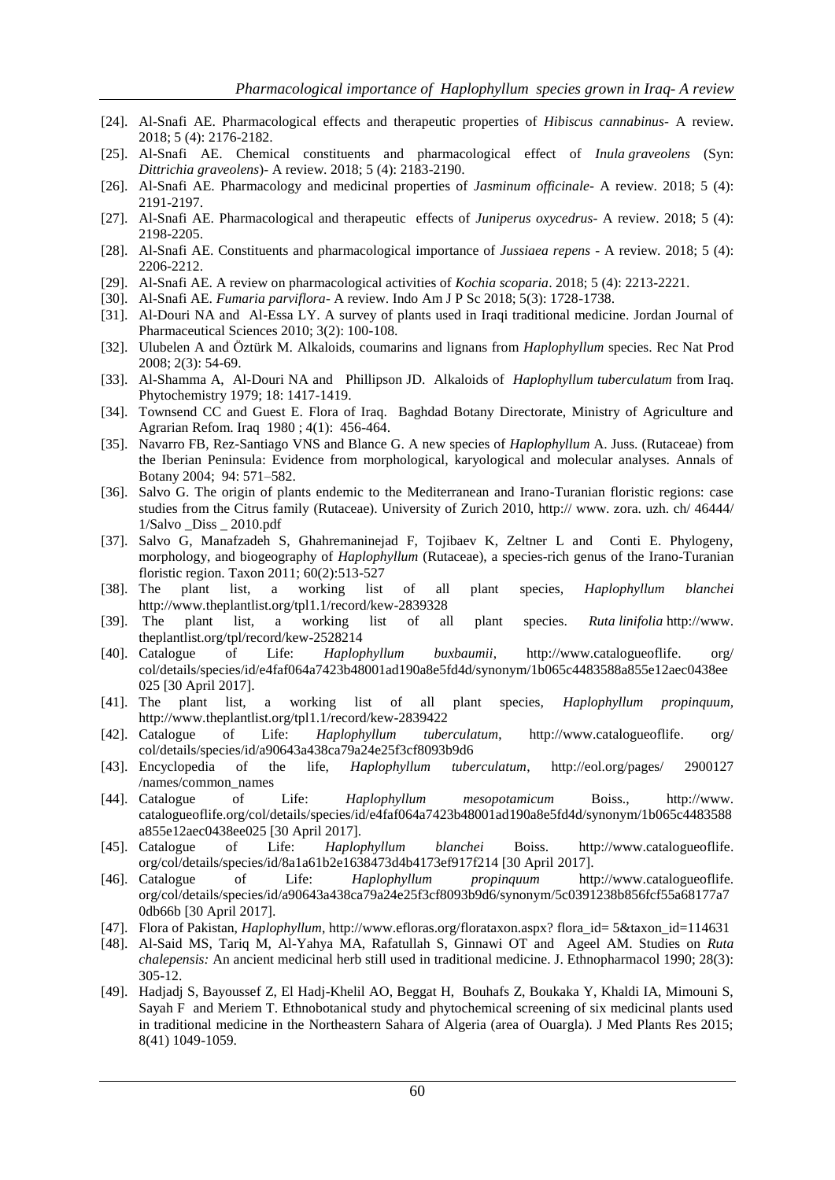[24]. Al-Snafi AE. Pharmacological effects and therapeutic properties of *Hibiscus cannabinus*- A review. 2018; 5 (4): 2176-2182.

[25]. Al-Snafi AE. Chemical constituents and pharmacological effect of *Inula graveolens* (Syn: *Dittrichia graveolens*)- A review. 2018; 5 (4): 2183-2190.

[26]. Al-Snafi AE. Pharmacology and medicinal properties of *Jasminum officinale*- A review. 2018; 5 (4): 2191-2197.

[27]. Al-Snafi AE. Pharmacological and therapeutic effects of *Juniperus oxycedrus*- A review. 2018; 5 (4): 2198-2205.

[28]. Al-Snafi AE. Constituents and pharmacological importance of *Jussiaea repens* - A review. 2018; 5 (4): 2206-2212.

[29]. Al-Snafi AE. A review on pharmacological activities of *Kochia scoparia*. 2018; 5 (4): 2213-2221.

[30]. Al-Snafi AE. *Fumaria parviflora*- A review. Indo Am J P Sc 2018; 5(3): 1728-1738.

[31]. Al-Douri NA and Al-Essa LY. A survey of plants used in Iraqi traditional medicine. Jordan Journal of Pharmaceutical Sciences 2010; 3(2): 100-108.

[32]. Ulubelen A and Öztürk M. Alkaloids, coumarins and lignans from *Haplophyllum* species. Rec Nat Prod 2008; 2(3): 54-69.

[33]. Al-Shamma A, Al-Douri NA and Phillipson JD. Alkaloids of *Haplophyllum tuberculatum* from Iraq. Phytochemistry 1979; 18: 1417-1419.

[34]. Townsend CC and Guest E. Flora of Iraq. Baghdad Botany Directorate, Ministry of Agriculture and Agrarian Refom. Iraq 1980 ; 4(1): 456-464.

[35]. Navarro FB, Rez-Santiago VNS and Blance G. A new species of *Haplophyllum* A. Juss. (Rutaceae) from the Iberian Peninsula: Evidence from morphological, karyological and molecular analyses. Annals of Botany 2004; 94: 571–582.

[36]. Salvo G. The origin of plants endemic to the Mediterranean and Irano-Turanian floristic regions: case studies from the Citrus family (Rutaceae). University of Zurich 2010, http:// www. zora. uzh. ch/ 46444/ 1/Salvo _Diss _ 2010.pdf

[37]. Salvo G, Manafzadeh S, Ghahremaninejad F, Tojibaev K, Zeltner L and Conti E. Phylogeny, morphology, and biogeography of *Haplophyllum* (Rutaceae), a species-rich genus of the Irano-Turanian floristic region. Taxon 2011; 60(2):513-527

[38]. The plant list, a working list of all plant species, *Haplophyllum blanchei* http://www.theplantlist.org/tpl1.1/record/kew-2839328

[39]. The plant list, a working list of all plant species. *Ruta linifolia* http://www. theplantlist.org/tpl/record/kew-2528214

[40]. Catalogue of Life: *Haplophyllum buxbaumii*, http://www.catalogueoflife. org/ col/details/species/id/e4faf064a7423b48001ad190a8e5fd4d/synonym/1b065c4483588a855e12aec0438ee 025 [30 April 2017].

[41]. The plant list, a working list of all plant species, *Haplophyllum propinquum*, http://www.theplantlist.org/tpl1.1/record/kew-2839422

[42]. Catalogue of Life: *Haplophyllum tuberculatum*, http://www.catalogueoflife. org/ col/details/species/id/a90643a438ca79a24e25f3cf8093b9d6

[43]. Encyclopedia of the life, *Haplophyllum tuberculatum*, http://eol.org/pages/ 2900127 /names/common_names

[44]. Catalogue of Life: *Haplophyllum mesopotamicum* Boiss., http://www. catalogueoflife.org/col/details/species/id/e4faf064a7423b48001ad190a8e5fd4d/synonym/1b065c4483588 a855e12aec0438ee025 [30 April 2017].

[45]. Catalogue of Life: *Haplophyllum blanchei* Boiss. http://www.catalogueoflife. org/col/details/species/id/8a1a61b2e1638473d4b4173ef917f214 [30 April 2017].

[46]. Catalogue of Life: *Haplophyllum propinquum* http://www.catalogueoflife. org/col/details/species/id/a90643a438ca79a24e25f3cf8093b9d6/synonym/5c0391238b856fcf55a68177a7 0db66b [30 April 2017].

[47]. Flora of Pakistan, *Haplophyllum*, http://www.efloras.org/florataxon.aspx? flora_id= 5&taxon_id=114631

[48]. Al-Said MS, Tariq M, Al-Yahya MA, Rafatullah S, Ginnawi OT and Ageel AM. Studies on *Ruta chalepensis:* An ancient medicinal herb still used in traditional medicine. J. Ethnopharmacol 1990; 28(3): 305-12.

[49]. Hadjadj S, Bayoussef Z, El Hadj-Khelil AO, Beggat H, Bouhafs Z, Boukaka Y, Khaldi IA, Mimouni S, Sayah F and Meriem T. Ethnobotanical study and phytochemical screening of six medicinal plants used in traditional medicine in the Northeastern Sahara of Algeria (area of Ouargla). J Med Plants Res 2015; 8(41) 1049-1059.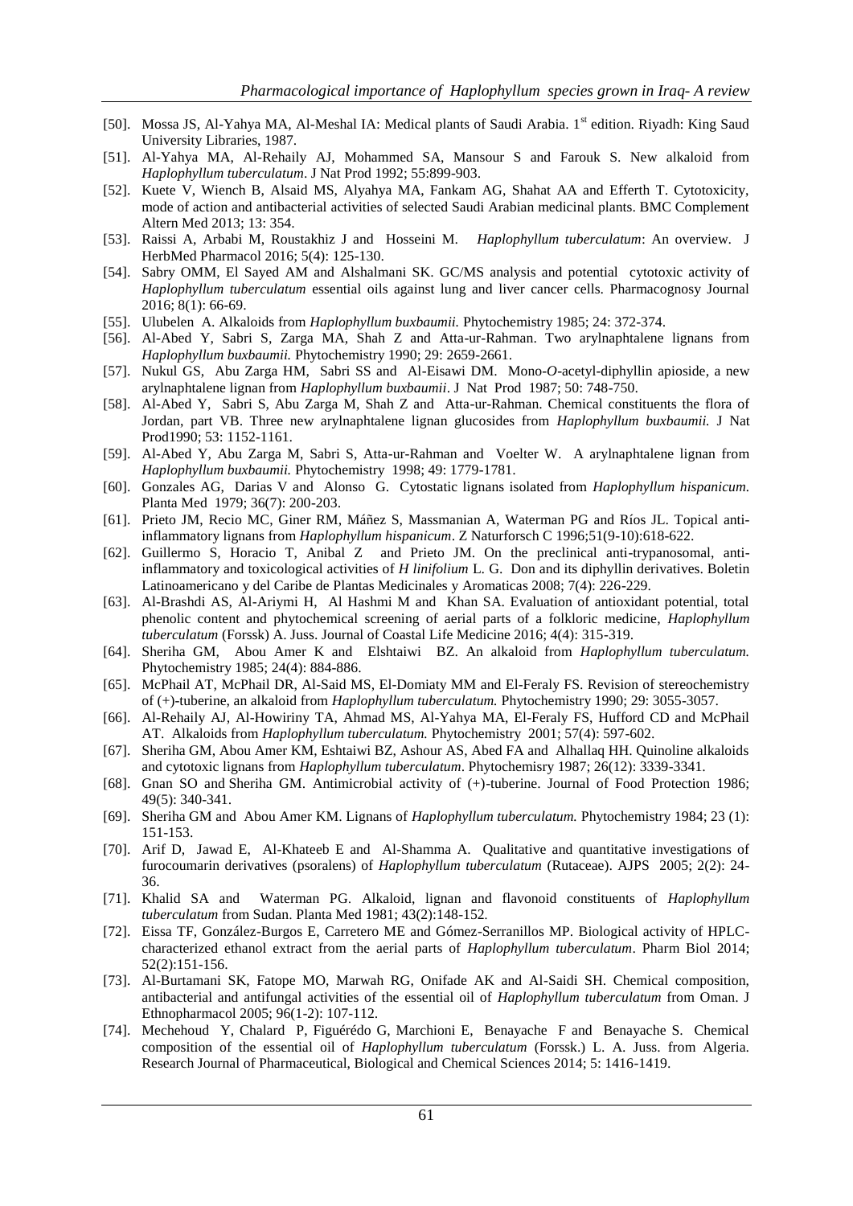[50]. Mossa JS, Al-Yahya MA, Al-Meshal IA: Medical plants of Saudi Arabia. 1st edition. Riyadh: King Saud University Libraries, 1987.

[51]. Al-Yahya MA, Al-Rehaily AJ, Mohammed SA, Mansour S and Farouk S. New alkaloid from *Haplophyllum tuberculatum*. J Nat Prod 1992; 55:899-903.

[52]. Kuete V, Wiench B, Alsaid MS, Alyahya MA, Fankam AG, Shahat AA and Efferth T. Cytotoxicity, mode of action and antibacterial activities of selected Saudi Arabian medicinal plants. BMC Complement Altern Med 2013; 13: 354.

[53]. Raissi A, Arbabi M, Roustakhiz J and Hosseini M. *Haplophyllum tuberculatum*: An overview. J HerbMed Pharmacol 2016; 5(4): 125-130.

[54]. Sabry OMM, El Sayed AM and Alshalmani SK. GC/MS analysis and potential cytotoxic activity of *Haplophyllum tuberculatum* essential oils against lung and liver cancer cells. Pharmacognosy Journal 2016; 8(1): 66-69.

[55]. Ulubelen A. Alkaloids from *Haplophyllum buxbaumii.* Phytochemistry 1985; 24: 372-374.

[56]. Al-Abed Y, Sabri S, Zarga MA, Shah Z and Atta-ur-Rahman. Two arylnaphtalene lignans from *Haplophyllum buxbaumii.* Phytochemistry 1990; 29: 2659-2661.

[57]. Nukul GS, Abu Zarga HM, Sabri SS and Al-Eisawi DM. Mono-*O*-acetyl-diphyllin apioside, a new arylnaphtalene lignan from *Haplophyllum buxbaumii*. J Nat Prod 1987; 50: 748-750.

[58]. Al-Abed Y, Sabri S, Abu Zarga M, Shah Z and Atta-ur-Rahman. Chemical constituents the flora of Jordan, part VB. Three new arylnaphtalene lignan glucosides from *Haplophyllum buxbaumii.* J Nat Prod1990; 53: 1152-1161.

[59]. Al-Abed Y, Abu Zarga M, Sabri S, Atta-ur-Rahman and Voelter W. A arylnaphtalene lignan from *Haplophyllum buxbaumii.* Phytochemistry 1998; 49: 1779-1781.

[60]. Gonzales AG, Darias V and Alonso G. Cytostatic lignans isolated from *Haplophyllum hispanicum.* Planta Med 1979; 36(7): 200-203.

[61]. Prieto JM, Recio MC, Giner RM, Máñez S, Massmanian A, Waterman PG and Ríos JL. Topical anti-inflammatory lignans from *Haplophyllum hispanicum*. Z Naturforsch C 1996;51(9-10):618-622.

[62]. Guillermo S, Horacio T, Anibal Z and Prieto JM. On the preclinical anti-trypanosomal, anti-inflammatory and toxicological activities of *H linifolium* L. G. Don and its diphyllin derivatives. Boletin Latinoamericano y del Caribe de Plantas Medicinales y Aromaticas 2008; 7(4): 226-229.

[63]. Al-Brashdi AS, Al-Ariymi H, Al Hashmi M and Khan SA. Evaluation of antioxidant potential, total phenolic content and phytochemical screening of aerial parts of a folkloric medicine, *Haplophyllum tuberculatum* (Forssk) A. Juss. Journal of Coastal Life Medicine 2016; 4(4): 315-319.

[64]. Sheriha GM, Abou Amer K and Elshtaiwi BZ. An alkaloid from *Haplophyllum tuberculatum.* Phytochemistry 1985; 24(4): 884-886.

[65]. McPhail AT, McPhail DR, Al-Said MS, El-Domiaty MM and El-Feraly FS. Revision of stereochemistry of (+)-tuberine, an alkaloid from *Haplophyllum tuberculatum.* Phytochemistry 1990; 29: 3055-3057.

[66]. Al-Rehaily AJ, Al-Howiriny TA, Ahmad MS, Al-Yahya MA, El-Feraly FS, Hufford CD and McPhail AT. Alkaloids from *Haplophyllum tuberculatum.* Phytochemistry 2001; 57(4): 597-602.

[67]. Sheriha GM, Abou Amer KM, Eshtaiwi BZ, Ashour AS, Abed FA and Alhallaq HH. Quinoline alkaloids and cytotoxic lignans from *Haplophyllum tuberculatum*. Phytochemisry 1987; 26(12): 3339-3341.

[68]. Gnan SO and Sheriha GM. Antimicrobial activity of (+)-tuberine. Journal of Food Protection 1986; 49(5): 340-341.

[69]. Sheriha GM and Abou Amer KM. Lignans of *Haplophyllum tuberculatum.* Phytochemistry 1984; 23 (1): 151-153.

[70]. Arif D, Jawad E, Al-Khateeb E and Al-Shamma A. Qualitative and quantitative investigations of furocoumarin derivatives (psoralens) of *Haplophyllum tuberculatum* (Rutaceae). AJPS 2005; 2(2): 24-36.

[71]. Khalid SA and Waterman PG. Alkaloid, lignan and flavonoid constituents of *Haplophyllum tuberculatum* from Sudan. Planta Med 1981; 43(2):148-152.

[72]. Eissa TF, González-Burgos E, Carretero ME and Gómez-Serranillos MP. Biological activity of HPLC-characterized ethanol extract from the aerial parts of *Haplophyllum tuberculatum*. Pharm Biol 2014; 52(2):151-156.

[73]. Al-Burtamani SK, Fatope MO, Marwah RG, Onifade AK and Al-Saidi SH. Chemical composition, antibacterial and antifungal activities of the essential oil of *Haplophyllum tuberculatum* from Oman. J Ethnopharmacol 2005; 96(1-2): 107-112.

[74]. Mechehoud Y, Chalard P, Figuérédo G, Marchioni E, Benayache F and Benayache S. Chemical composition of the essential oil of *Haplophyllum tuberculatum* (Forssk.) L. A. Juss. from Algeria. Research Journal of Pharmaceutical, Biological and Chemical Sciences 2014; 5: 1416-1419.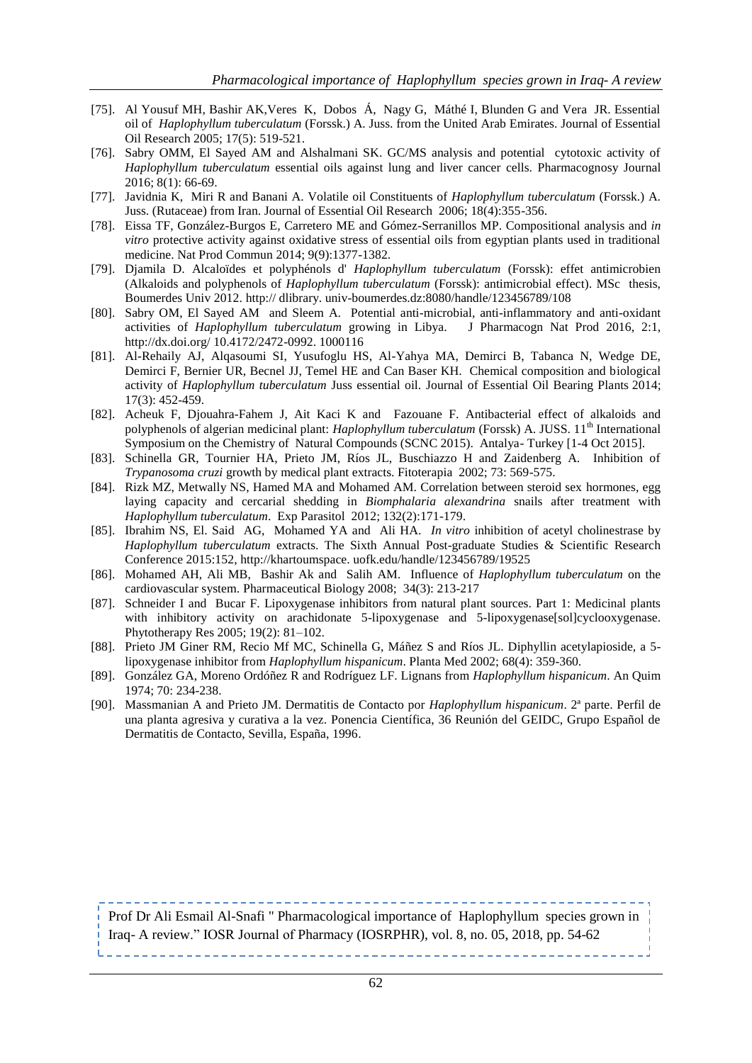[75]. Al Yousuf MH, Bashir AK,Veres K, Dobos Á, Nagy G, Máthé I, Blunden G and Vera JR. Essential oil of *Haplophyllum tuberculatum* (Forssk.) A. Juss. from the United Arab Emirates. Journal of Essential Oil Research 2005; 17(5): 519-521.

[76]. Sabry OMM, El Sayed AM and Alshalmani SK. GC/MS analysis and potential cytotoxic activity of *Haplophyllum tuberculatum* essential oils against lung and liver cancer cells. Pharmacognosy Journal 2016; 8(1): 66-69.

[77]. Javidnia K, Miri R and Banani A. Volatile oil Constituents of *Haplophyllum tuberculatum* (Forssk.) A. Juss. (Rutaceae) from Iran. Journal of Essential Oil Research 2006; 18(4):355-356.

[78]. Eissa TF, González-Burgos E, Carretero ME and Gómez-Serranillos MP. Compositional analysis and *in vitro* protective activity against oxidative stress of essential oils from egyptian plants used in traditional medicine. Nat Prod Commun 2014; 9(9):1377-1382.

[79]. Djamila D. Alcaloïdes et polyphénols d' *Haplophyllum tuberculatum* (Forssk): effet antimicrobien (Alkaloids and polyphenols of *Haplophyllum tuberculatum* (Forssk): antimicrobial effect). MSc thesis, Boumerdes Univ 2012. http:// dlibrary. univ-boumerdes.dz:8080/handle/123456789/108

[80]. Sabry OM, El Sayed AM and Sleem A. Potential anti-microbial, anti-inflammatory and anti-oxidant activities of *Haplophyllum tuberculatum* growing in Libya. J Pharmacogn Nat Prod 2016, 2:1, http://dx.doi.org/ 10.4172/2472-0992. 1000116

[81]. Al-Rehaily AJ, Alqasoumi SI, Yusufoglu HS, Al-Yahya MA, Demirci B, Tabanca N, Wedge DE, Demirci F, Bernier UR, Becnel JJ, Temel HE and Can Baser KH. Chemical composition and biological activity of *Haplophyllum tuberculatum* Juss essential oil. Journal of Essential Oil Bearing Plants 2014; 17(3): 452-459.

[82]. Acheuk F, Djouahra-Fahem J, Ait Kaci K and Fazouane F. Antibacterial effect of alkaloids and polyphenols of algerian medicinal plant: *Haplophyllum tuberculatum* (Forssk) A. JUSS. 11th International Symposium on the Chemistry of Natural Compounds (SCNC 2015). Antalya- Turkey [1-4 Oct 2015].

[83]. Schinella GR, Tournier HA, Prieto JM, Ríos JL, Buschiazzo H and Zaidenberg A. Inhibition of *Trypanosoma cruzi* growth by medical plant extracts. Fitoterapia 2002; 73: 569-575.

[84]. Rizk MZ, Metwally NS, Hamed MA and Mohamed AM. Correlation between steroid sex hormones, egg laying capacity and cercarial shedding in *Biomphalaria alexandrina* snails after treatment with *Haplophyllum tuberculatum*. Exp Parasitol 2012; 132(2):171-179.

[85]. Ibrahim NS, El. Said AG, Mohamed YA and Ali HA. *In vitro* inhibition of acetyl cholinestrase by *Haplophyllum tuberculatum* extracts. The Sixth Annual Post-graduate Studies & Scientific Research Conference 2015:152, http://khartoumspace. uofk.edu/handle/123456789/19525

[86]. Mohamed AH, Ali MB, Bashir Ak and Salih AM. Influence of *Haplophyllum tuberculatum* on the cardiovascular system. Pharmaceutical Biology 2008; 34(3): 213-217

[87]. Schneider I and Bucar F. Lipoxygenase inhibitors from natural plant sources. Part 1: Medicinal plants with inhibitory activity on arachidonate 5-lipoxygenase and 5-lipoxygenase[sol]cyclooxygenase. Phytotherapy Res 2005; 19(2): 81–102.

[88]. Prieto JM Giner RM, Recio Mf MC, Schinella G, Máñez S and Ríos JL. Diphyllin acetylapioside, a 5-lipoxygenase inhibitor from *Haplophyllum hispanicum*. Planta Med 2002; 68(4): 359-360.

[89]. González GA, Moreno Ordóñez R and Rodríguez LF. Lignans from *Haplophyllum hispanicum*. An Quim 1974; 70: 234-238.

[90]. Massmanian A and Prieto JM. Dermatitis de Contacto por *Haplophyllum hispanicum*. 2ª parte. Perfil de una planta agresiva y curativa a la vez. Ponencia Científica, 36 Reunión del GEIDC, Grupo Español de Dermatitis de Contacto, Sevilla, España, 1996.

Prof Dr Ali Esmail Al-Snafi " Pharmacological importance of Haplophyllum species grown in Iraq- A review." IOSR Journal of Pharmacy (IOSRPHR), vol. 8, no. 05, 2018, pp. 54-62